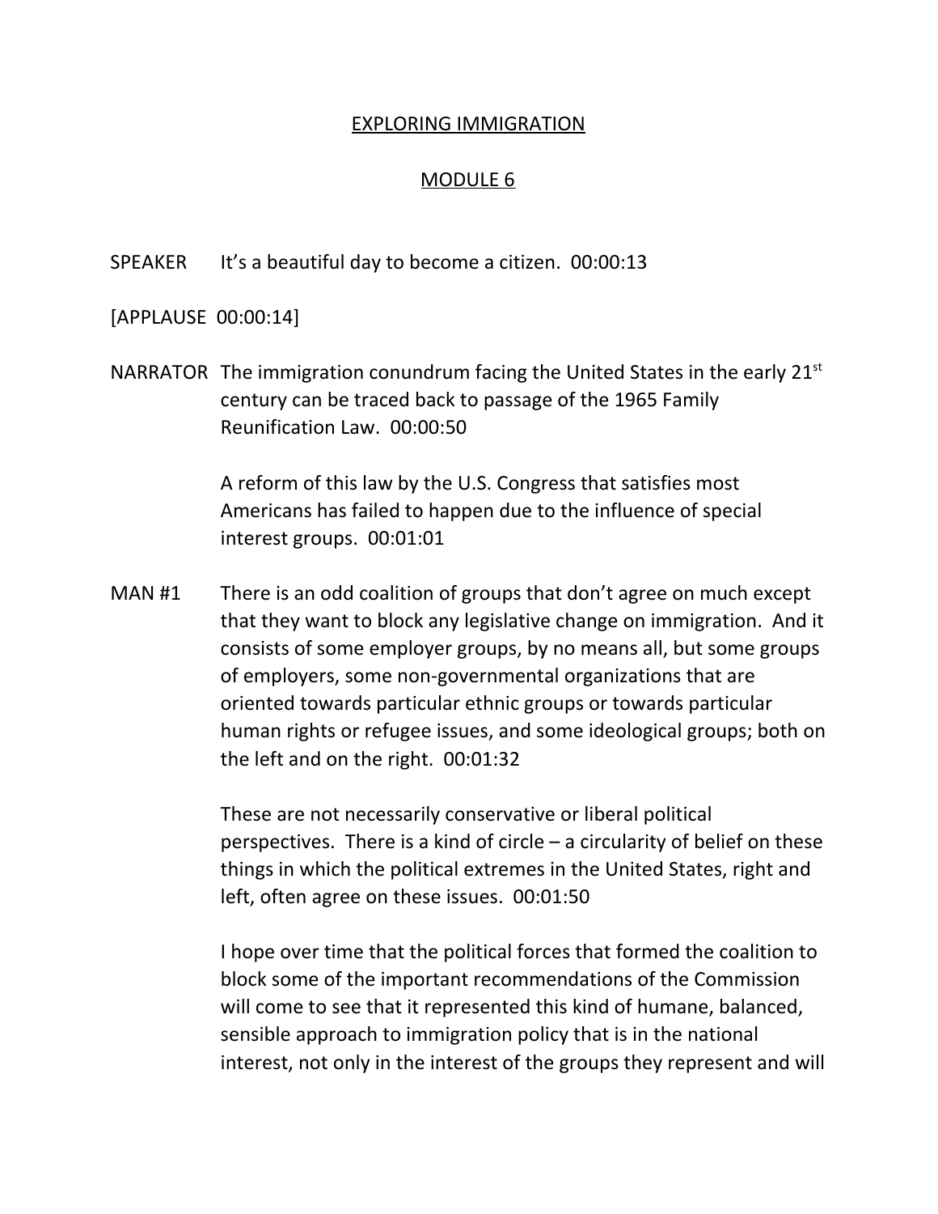# EXPLORING IMMIGRATION

## MODULE 6

SPEAKER It's a beautiful day to become a citizen. 00:00:13

[APPLAUSE 00:00:14]

NARRATOR The immigration conundrum facing the United States in the early 21st century can be traced back to passage of the 1965 Family Reunification Law. 00:00:50

A reform of this law by the U.S. Congress that satisfies most Americans has failed to happen due to the influence of special interest groups. 00:01:01

MAN #1 There is an odd coalition of groups that don't agree on much except that they want to block any legislative change on immigration. And it consists of some employer groups, by no means all, but some groups of employers, some non-governmental organizations that are oriented towards particular ethnic groups or towards particular human rights or refugee issues, and some ideological groups; both on the left and on the right. 00:01:32

These are not necessarily conservative or liberal political perspectives. There is a kind of circle – a circularity of belief on these things in which the political extremes in the United States, right and left, often agree on these issues. 00:01:50

I hope over time that the political forces that formed the coalition to block some of the important recommendations of the Commission will come to see that it represented this kind of humane, balanced, sensible approach to immigration policy that is in the national interest, not only in the interest of the groups they represent and will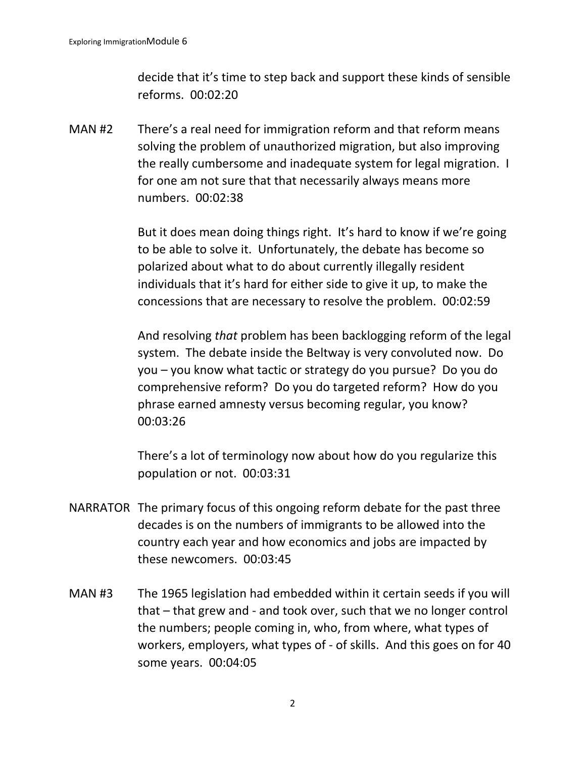decide that it's time to step back and support these kinds of sensible reforms. 00:02:20

MAN #2 There's a real need for immigration reform and that reform means solving the problem of unauthorized migration, but also improving the really cumbersome and inadequate system for legal migration. I for one am not sure that that necessarily always means more numbers. 00:02:38

But it does mean doing things right. It's hard to know if we're going to be able to solve it. Unfortunately, the debate has become so polarized about what to do about currently illegally resident individuals that it's hard for either side to give it up, to make the concessions that are necessary to resolve the problem. 00:02:59

And resolving *that* problem has been backlogging reform of the legal system. The debate inside the Beltway is very convoluted now. Do you – you know what tactic or strategy do you pursue? Do you do comprehensive reform? Do you do targeted reform? How do you phrase earned amnesty versus becoming regular, you know? 00:03:26

There's a lot of terminology now about how do you regularize this population or not. 00:03:31

NARRATOR The primary focus of this ongoing reform debate for the past three decades is on the numbers of immigrants to be allowed into the country each year and how economics and jobs are impacted by these newcomers. 00:03:45

MAN #3 The 1965 legislation had embedded within it certain seeds if you will that – that grew and - and took over, such that we no longer control the numbers; people coming in, who, from where, what types of workers, employers, what types of - of skills. And this goes on for 40 some years. 00:04:05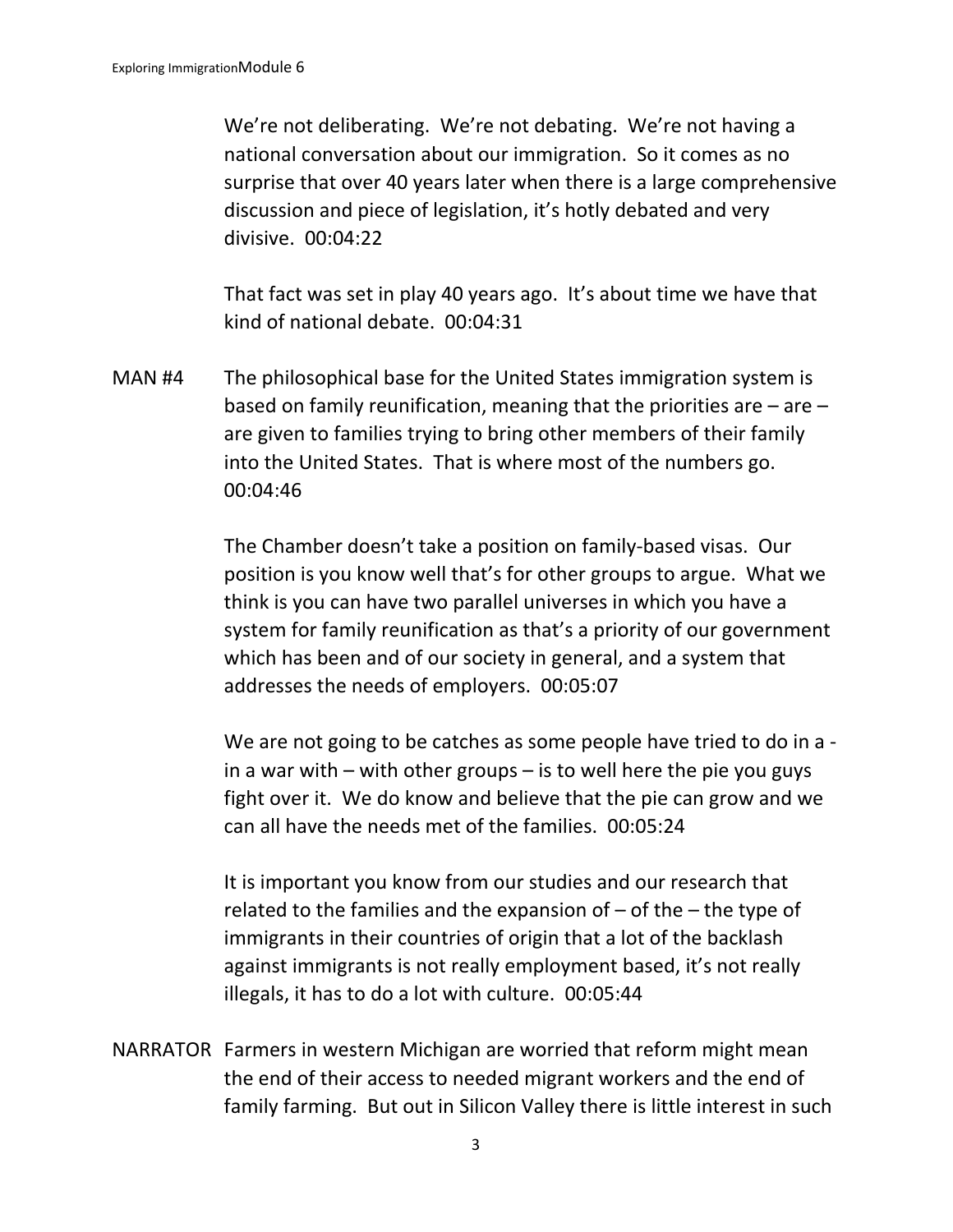We're not deliberating. We're not debating. We're not having a national conversation about our immigration. So it comes as no surprise that over 40 years later when there is a large comprehensive discussion and piece of legislation, it's hotly debated and very divisive. 00:04:22

That fact was set in play 40 years ago. It's about time we have that kind of national debate. 00:04:31

MAN #4 The philosophical base for the United States immigration system is based on family reunification, meaning that the priorities are – are – are given to families trying to bring other members of their family into the United States. That is where most of the numbers go. 00:04:46

The Chamber doesn't take a position on family-based visas. Our position is you know well that's for other groups to argue. What we think is you can have two parallel universes in which you have a system for family reunification as that's a priority of our government which has been and of our society in general, and a system that addresses the needs of employers. 00:05:07

We are not going to be catches as some people have tried to do in a - in a war with – with other groups – is to well here the pie you guys fight over it. We do know and believe that the pie can grow and we can all have the needs met of the families. 00:05:24

It is important you know from our studies and our research that related to the families and the expansion of – of the – the type of immigrants in their countries of origin that a lot of the backlash against immigrants is not really employment based, it's not really illegals, it has to do a lot with culture. 00:05:44

NARRATOR Farmers in western Michigan are worried that reform might mean the end of their access to needed migrant workers and the end of family farming. But out in Silicon Valley there is little interest in such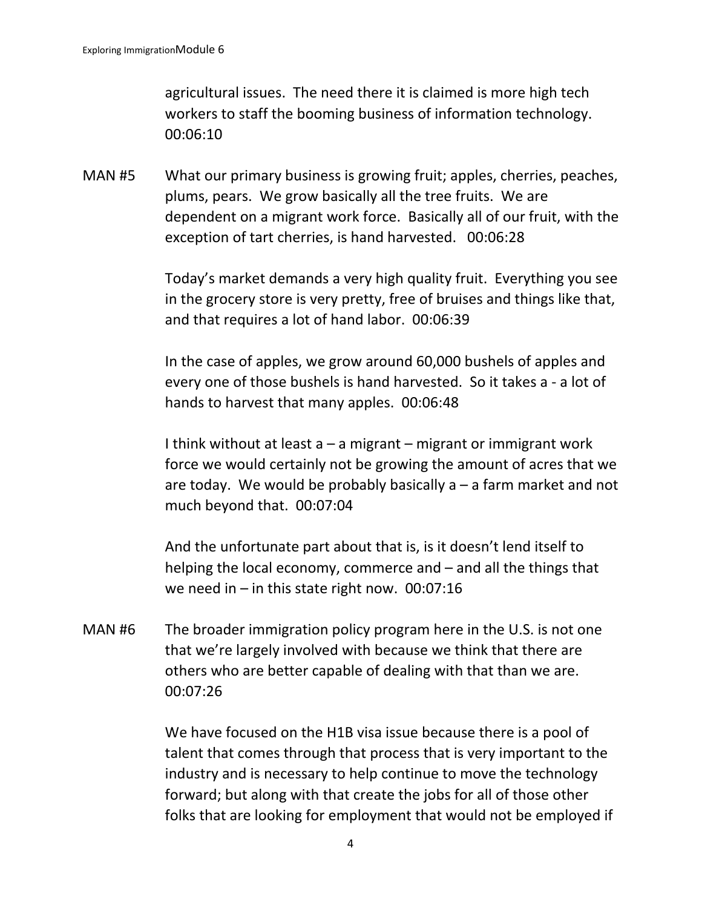agricultural issues. The need there it is claimed is more high tech workers to staff the booming business of information technology. 00:06:10

MAN #5 What our primary business is growing fruit; apples, cherries, peaches, plums, pears. We grow basically all the tree fruits. We are dependent on a migrant work force. Basically all of our fruit, with the exception of tart cherries, is hand harvested. 00:06:28

Today's market demands a very high quality fruit. Everything you see in the grocery store is very pretty, free of bruises and things like that, and that requires a lot of hand labor. 00:06:39

In the case of apples, we grow around 60,000 bushels of apples and every one of those bushels is hand harvested. So it takes a - a lot of hands to harvest that many apples. 00:06:48

I think without at least a – a migrant – migrant or immigrant work force we would certainly not be growing the amount of acres that we are today. We would be probably basically a – a farm market and not much beyond that. 00:07:04

And the unfortunate part about that is, is it doesn't lend itself to helping the local economy, commerce and – and all the things that we need in – in this state right now. 00:07:16

MAN #6 The broader immigration policy program here in the U.S. is not one that we're largely involved with because we think that there are others who are better capable of dealing with that than we are. 00:07:26

We have focused on the H1B visa issue because there is a pool of talent that comes through that process that is very important to the industry and is necessary to help continue to move the technology forward; but along with that create the jobs for all of those other folks that are looking for employment that would not be employed if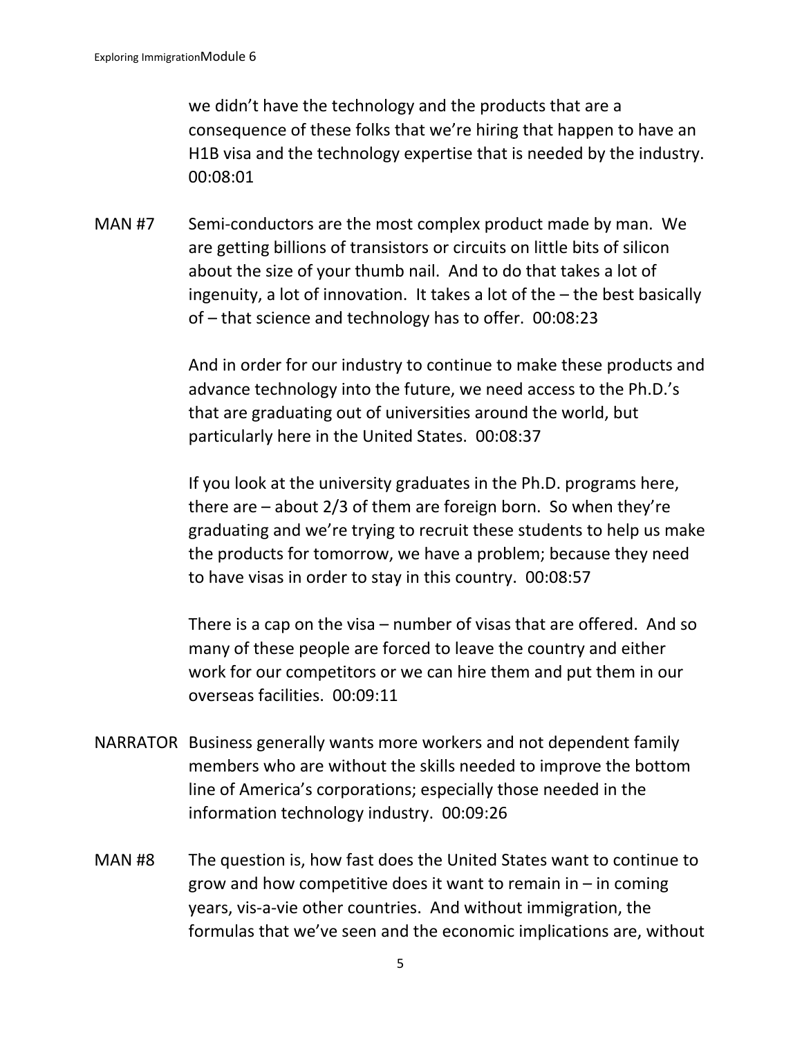we didn't have the technology and the products that are a consequence of these folks that we're hiring that happen to have an H1B visa and the technology expertise that is needed by the industry. 00:08:01

MAN #7 Semi-conductors are the most complex product made by man. We are getting billions of transistors or circuits on little bits of silicon about the size of your thumb nail. And to do that takes a lot of ingenuity, a lot of innovation. It takes a lot of the – the best basically of – that science and technology has to offer. 00:08:23

And in order for our industry to continue to make these products and advance technology into the future, we need access to the Ph.D.'s that are graduating out of universities around the world, but particularly here in the United States. 00:08:37

If you look at the university graduates in the Ph.D. programs here, there are – about 2/3 of them are foreign born. So when they're graduating and we're trying to recruit these students to help us make the products for tomorrow, we have a problem; because they need to have visas in order to stay in this country. 00:08:57

There is a cap on the visa – number of visas that are offered. And so many of these people are forced to leave the country and either work for our competitors or we can hire them and put them in our overseas facilities. 00:09:11

NARRATOR Business generally wants more workers and not dependent family members who are without the skills needed to improve the bottom line of America's corporations; especially those needed in the information technology industry. 00:09:26

MAN #8 The question is, how fast does the United States want to continue to grow and how competitive does it want to remain in – in coming years, vis-a-vie other countries. And without immigration, the formulas that we've seen and the economic implications are, without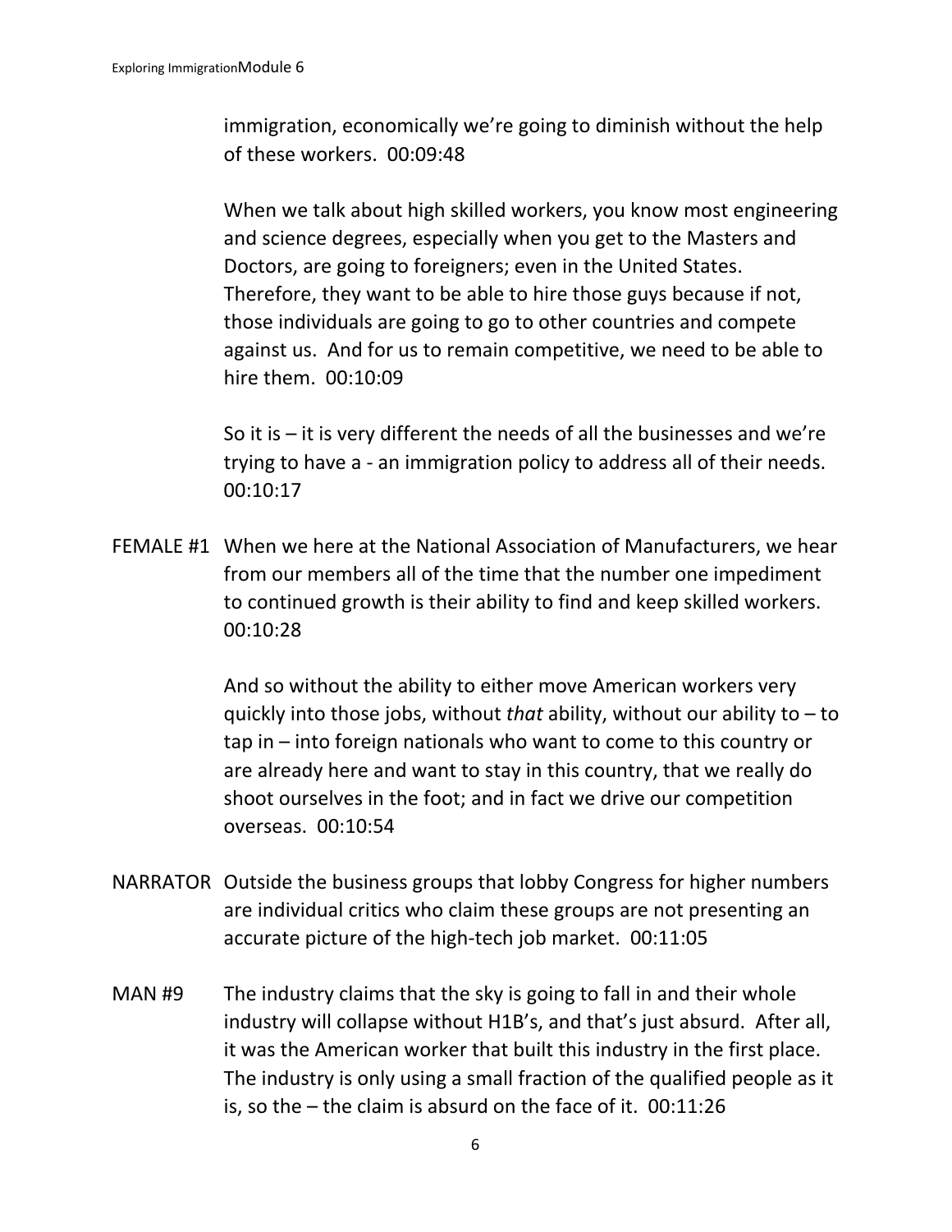immigration, economically we're going to diminish without the help of these workers. 00:09:48

When we talk about high skilled workers, you know most engineering and science degrees, especially when you get to the Masters and Doctors, are going to foreigners; even in the United States. Therefore, they want to be able to hire those guys because if not, those individuals are going to go to other countries and compete against us. And for us to remain competitive, we need to be able to hire them. 00:10:09

So it is – it is very different the needs of all the businesses and we're trying to have a - an immigration policy to address all of their needs. 00:10:17

FEMALE #1 When we here at the National Association of Manufacturers, we hear from our members all of the time that the number one impediment to continued growth is their ability to find and keep skilled workers. 00:10:28

And so without the ability to either move American workers very quickly into those jobs, without *that* ability, without our ability to – to tap in – into foreign nationals who want to come to this country or are already here and want to stay in this country, that we really do shoot ourselves in the foot; and in fact we drive our competition overseas. 00:10:54

NARRATOR Outside the business groups that lobby Congress for higher numbers are individual critics who claim these groups are not presenting an accurate picture of the high-tech job market. 00:11:05

MAN #9 The industry claims that the sky is going to fall in and their whole industry will collapse without H1B's, and that's just absurd. After all, it was the American worker that built this industry in the first place. The industry is only using a small fraction of the qualified people as it is, so the – the claim is absurd on the face of it. 00:11:26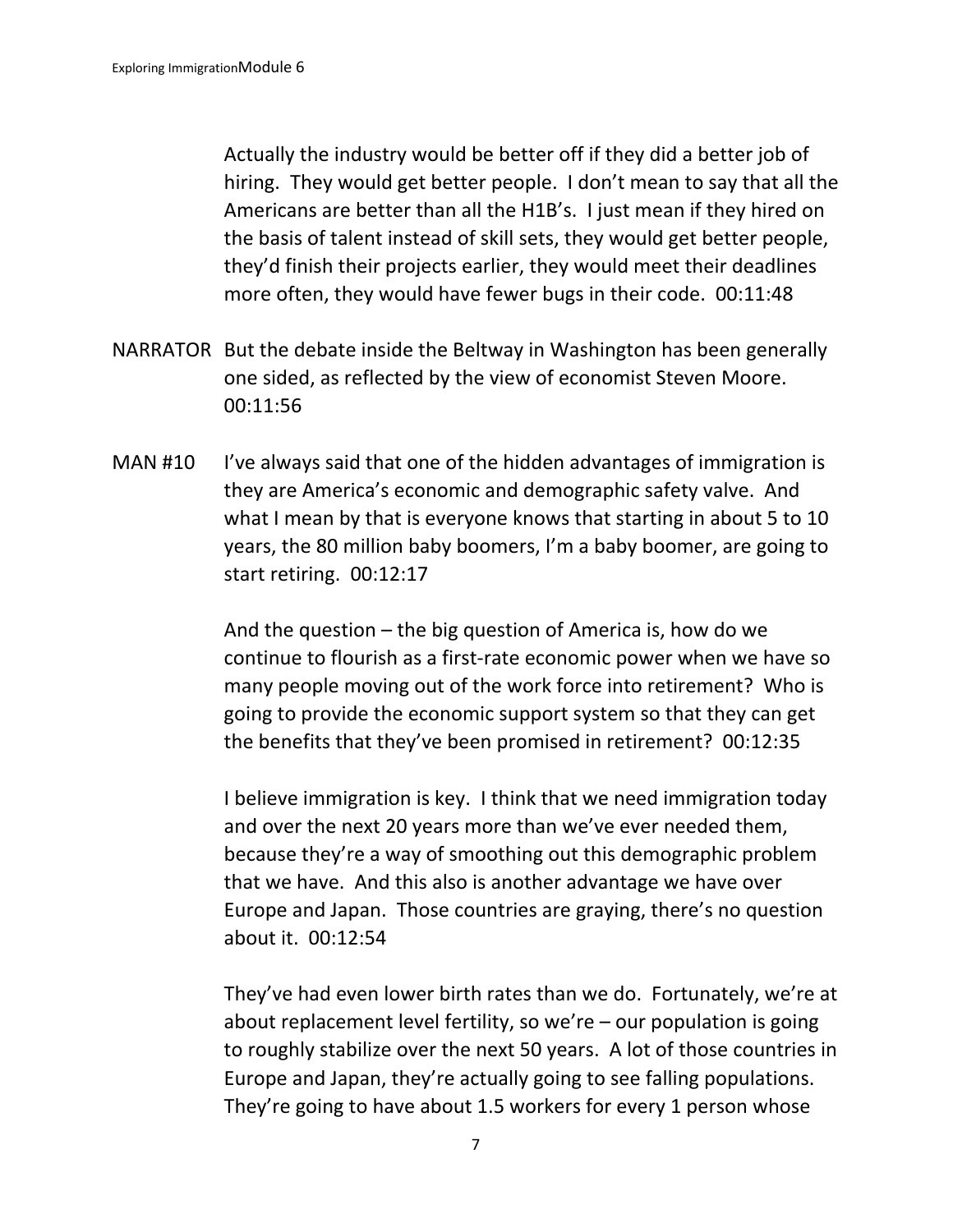Actually the industry would be better off if they did a better job of hiring. They would get better people. I don't mean to say that all the Americans are better than all the H1B's. I just mean if they hired on the basis of talent instead of skill sets, they would get better people, they'd finish their projects earlier, they would meet their deadlines more often, they would have fewer bugs in their code. 00:11:48

NARRATOR But the debate inside the Beltway in Washington has been generally one sided, as reflected by the view of economist Steven Moore. 00:11:56

MAN #10 I've always said that one of the hidden advantages of immigration is they are America's economic and demographic safety valve. And what I mean by that is everyone knows that starting in about 5 to 10 years, the 80 million baby boomers, I'm a baby boomer, are going to start retiring. 00:12:17

And the question – the big question of America is, how do we continue to flourish as a first-rate economic power when we have so many people moving out of the work force into retirement? Who is going to provide the economic support system so that they can get the benefits that they've been promised in retirement? 00:12:35

I believe immigration is key. I think that we need immigration today and over the next 20 years more than we've ever needed them, because they're a way of smoothing out this demographic problem that we have. And this also is another advantage we have over Europe and Japan. Those countries are graying, there's no question about it. 00:12:54

They've had even lower birth rates than we do. Fortunately, we're at about replacement level fertility, so we're – our population is going to roughly stabilize over the next 50 years. A lot of those countries in Europe and Japan, they're actually going to see falling populations. They're going to have about 1.5 workers for every 1 person whose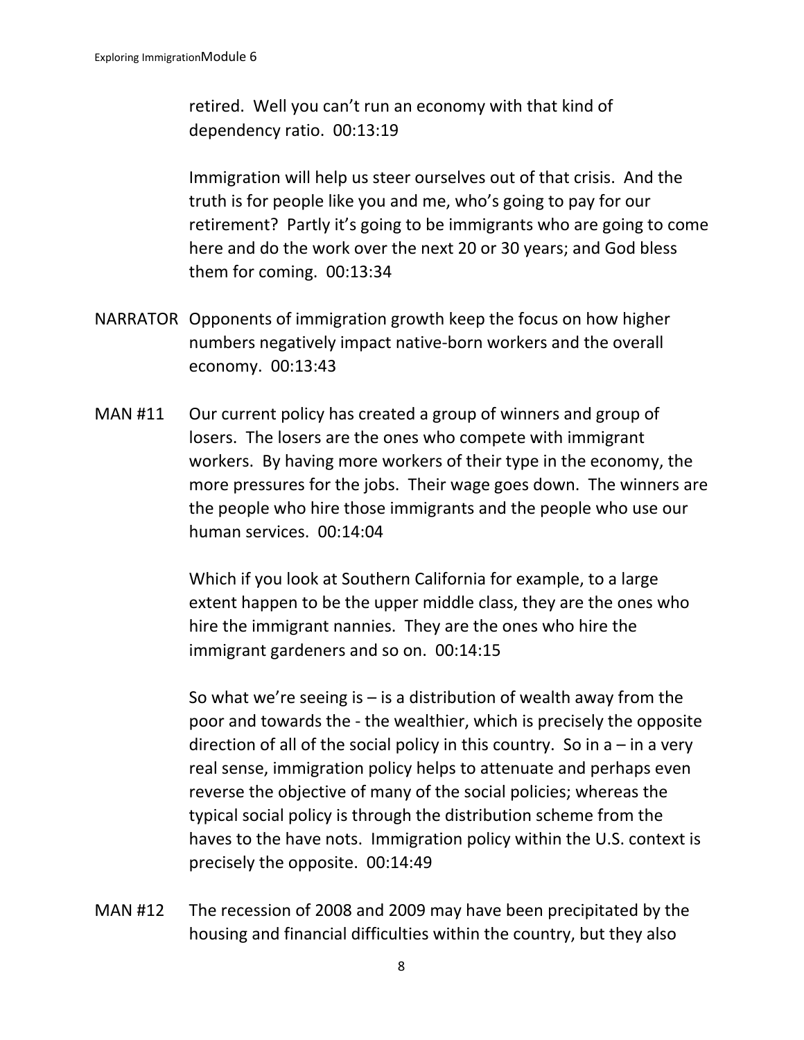retired. Well you can't run an economy with that kind of dependency ratio. 00:13:19

Immigration will help us steer ourselves out of that crisis. And the truth is for people like you and me, who's going to pay for our retirement? Partly it's going to be immigrants who are going to come here and do the work over the next 20 or 30 years; and God bless them for coming. 00:13:34

NARRATOR Opponents of immigration growth keep the focus on how higher numbers negatively impact native-born workers and the overall economy. 00:13:43

MAN #11 Our current policy has created a group of winners and group of losers. The losers are the ones who compete with immigrant workers. By having more workers of their type in the economy, the more pressures for the jobs. Their wage goes down. The winners are the people who hire those immigrants and the people who use our human services. 00:14:04

Which if you look at Southern California for example, to a large extent happen to be the upper middle class, they are the ones who hire the immigrant nannies. They are the ones who hire the immigrant gardeners and so on. 00:14:15

So what we're seeing is – is a distribution of wealth away from the poor and towards the - the wealthier, which is precisely the opposite direction of all of the social policy in this country. So in a – in a very real sense, immigration policy helps to attenuate and perhaps even reverse the objective of many of the social policies; whereas the typical social policy is through the distribution scheme from the haves to the have nots. Immigration policy within the U.S. context is precisely the opposite. 00:14:49

MAN #12 The recession of 2008 and 2009 may have been precipitated by the housing and financial difficulties within the country, but they also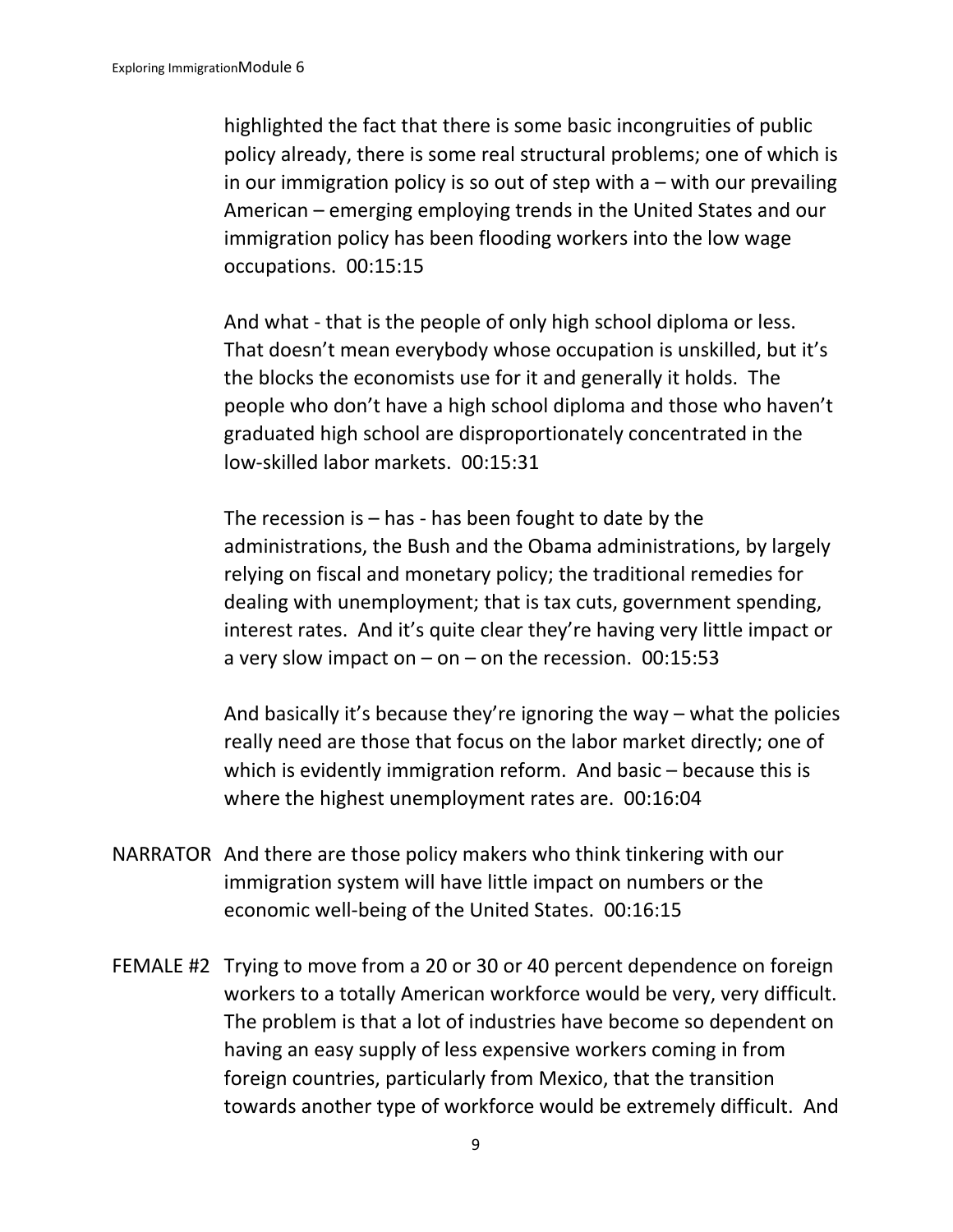highlighted the fact that there is some basic incongruities of public policy already, there is some real structural problems; one of which is in our immigration policy is so out of step with a – with our prevailing American – emerging employing trends in the United States and our immigration policy has been flooding workers into the low wage occupations. 00:15:15

And what - that is the people of only high school diploma or less. That doesn't mean everybody whose occupation is unskilled, but it's the blocks the economists use for it and generally it holds. The people who don't have a high school diploma and those who haven't graduated high school are disproportionately concentrated in the low-skilled labor markets. 00:15:31

The recession is – has - has been fought to date by the administrations, the Bush and the Obama administrations, by largely relying on fiscal and monetary policy; the traditional remedies for dealing with unemployment; that is tax cuts, government spending, interest rates. And it's quite clear they're having very little impact or a very slow impact on – on – on the recession. 00:15:53

And basically it's because they're ignoring the way – what the policies really need are those that focus on the labor market directly; one of which is evidently immigration reform. And basic – because this is where the highest unemployment rates are. 00:16:04

NARRATOR And there are those policy makers who think tinkering with our immigration system will have little impact on numbers or the economic well-being of the United States. 00:16:15

FEMALE #2 Trying to move from a 20 or 30 or 40 percent dependence on foreign workers to a totally American workforce would be very, very difficult. The problem is that a lot of industries have become so dependent on having an easy supply of less expensive workers coming in from foreign countries, particularly from Mexico, that the transition towards another type of workforce would be extremely difficult. And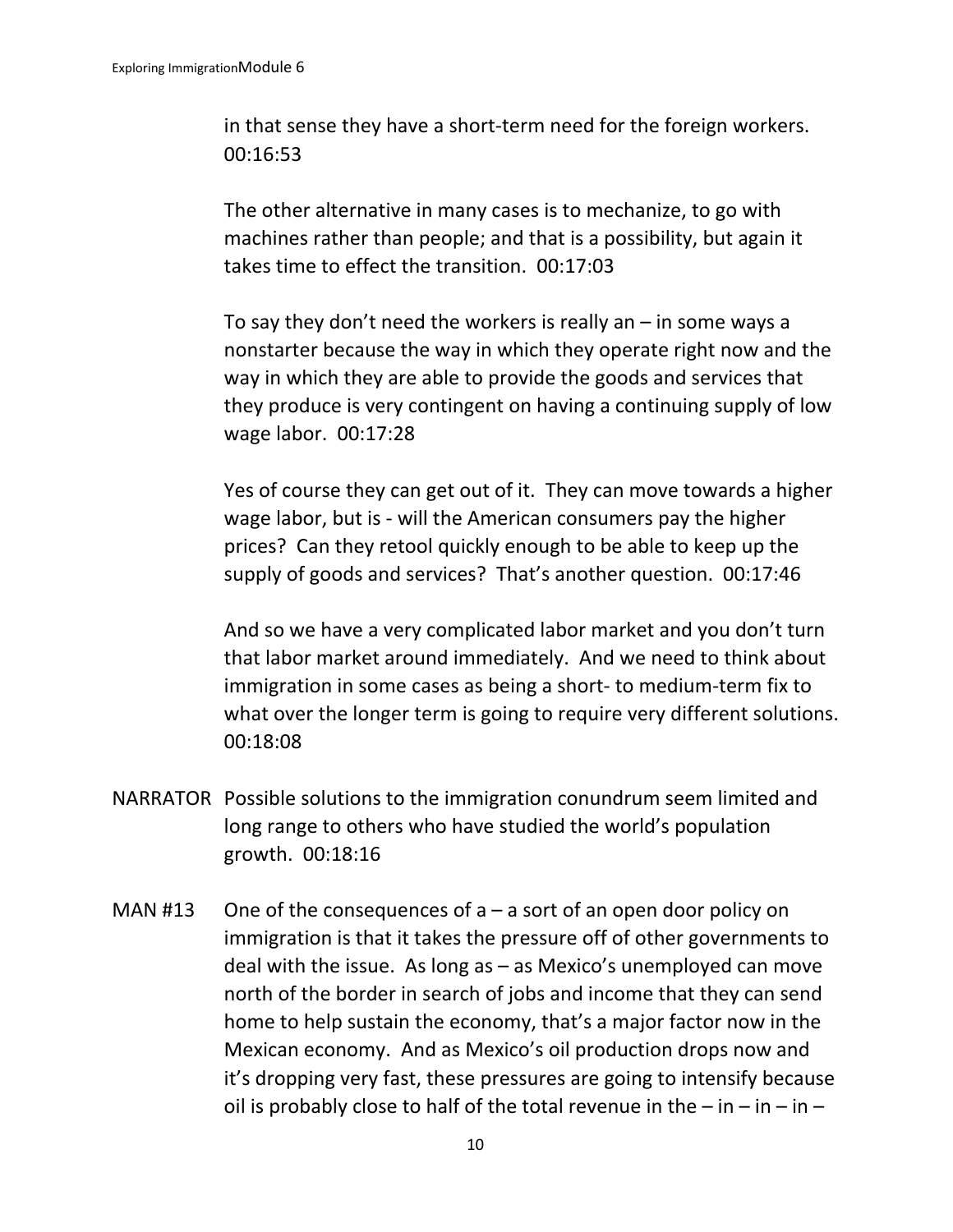in that sense they have a short-term need for the foreign workers. 00:16:53

The other alternative in many cases is to mechanize, to go with machines rather than people; and that is a possibility, but again it takes time to effect the transition. 00:17:03

To say they don't need the workers is really an – in some ways a nonstarter because the way in which they operate right now and the way in which they are able to provide the goods and services that they produce is very contingent on having a continuing supply of low wage labor. 00:17:28

Yes of course they can get out of it. They can move towards a higher wage labor, but is - will the American consumers pay the higher prices? Can they retool quickly enough to be able to keep up the supply of goods and services? That's another question. 00:17:46

And so we have a very complicated labor market and you don't turn that labor market around immediately. And we need to think about immigration in some cases as being a short- to medium-term fix to what over the longer term is going to require very different solutions. 00:18:08

NARRATOR Possible solutions to the immigration conundrum seem limited and long range to others who have studied the world's population growth. 00:18:16

MAN #13 One of the consequences of a – a sort of an open door policy on immigration is that it takes the pressure off of other governments to deal with the issue. As long as – as Mexico's unemployed can move north of the border in search of jobs and income that they can send home to help sustain the economy, that's a major factor now in the Mexican economy. And as Mexico's oil production drops now and it's dropping very fast, these pressures are going to intensify because oil is probably close to half of the total revenue in the – in – in – in –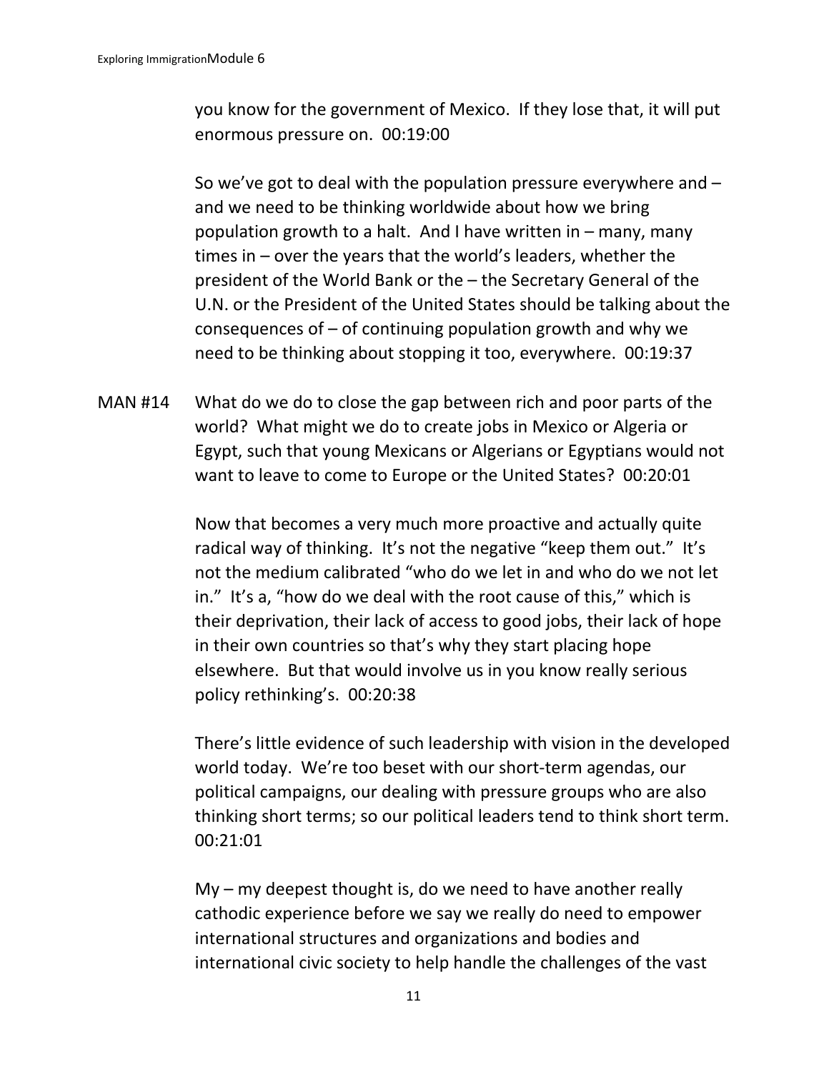you know for the government of Mexico. If they lose that, it will put enormous pressure on. 00:19:00

So we've got to deal with the population pressure everywhere and – and we need to be thinking worldwide about how we bring population growth to a halt. And I have written in – many, many times in – over the years that the world's leaders, whether the president of the World Bank or the – the Secretary General of the U.N. or the President of the United States should be talking about the consequences of – of continuing population growth and why we need to be thinking about stopping it too, everywhere. 00:19:37

MAN #14 What do we do to close the gap between rich and poor parts of the world? What might we do to create jobs in Mexico or Algeria or Egypt, such that young Mexicans or Algerians or Egyptians would not want to leave to come to Europe or the United States? 00:20:01

Now that becomes a very much more proactive and actually quite radical way of thinking. It's not the negative "keep them out." It's not the medium calibrated "who do we let in and who do we not let in." It's a, "how do we deal with the root cause of this," which is their deprivation, their lack of access to good jobs, their lack of hope in their own countries so that's why they start placing hope elsewhere. But that would involve us in you know really serious policy rethinking's. 00:20:38

There's little evidence of such leadership with vision in the developed world today. We're too beset with our short-term agendas, our political campaigns, our dealing with pressure groups who are also thinking short terms; so our political leaders tend to think short term. 00:21:01

My – my deepest thought is, do we need to have another really cathodic experience before we say we really do need to empower international structures and organizations and bodies and international civic society to help handle the challenges of the vast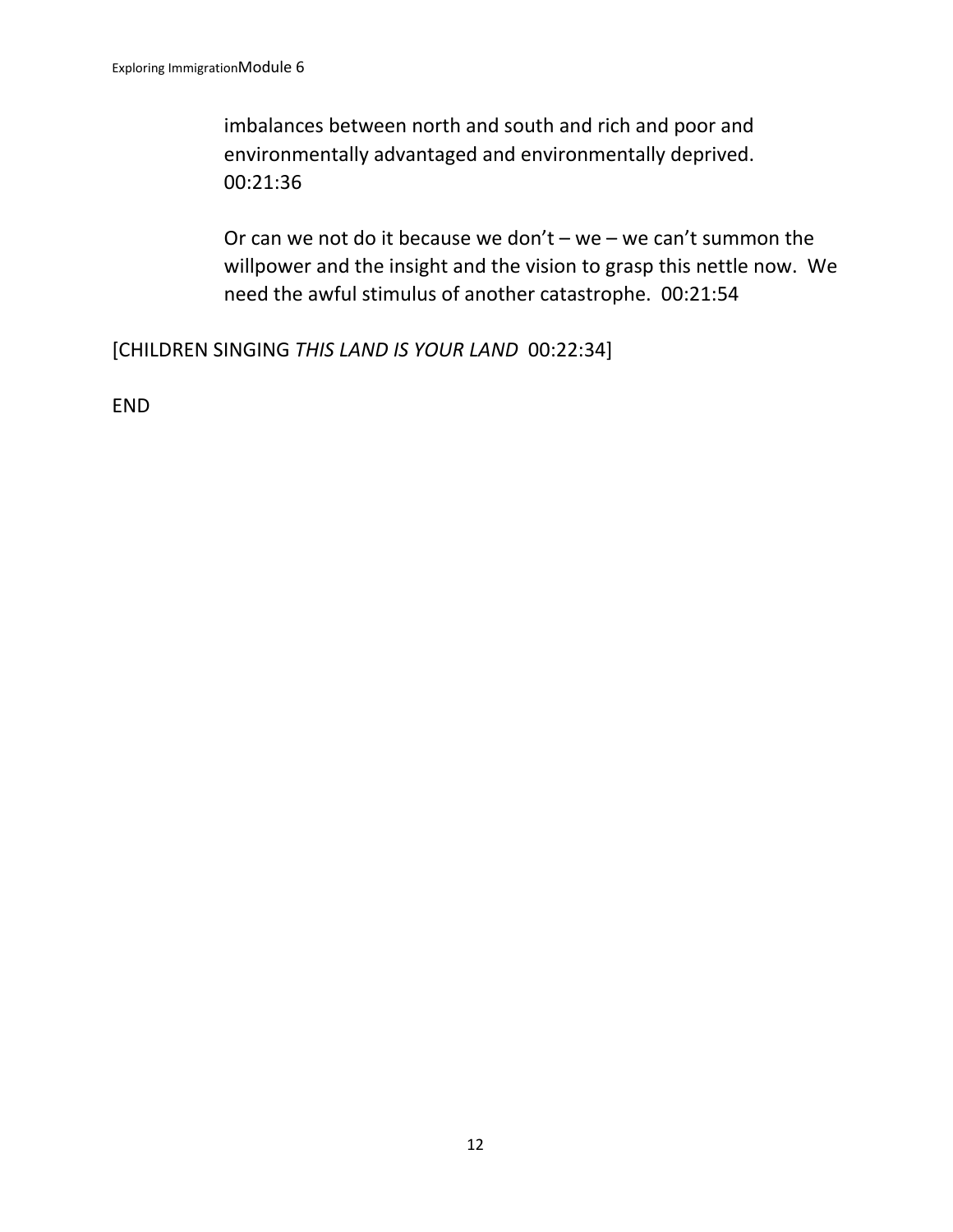imbalances between north and south and rich and poor and environmentally advantaged and environmentally deprived. 00:21:36

Or can we not do it because we don't – we – we can't summon the willpower and the insight and the vision to grasp this nettle now. We need the awful stimulus of another catastrophe. 00:21:54

[CHILDREN SINGING *THIS LAND IS YOUR LAND* 00:22:34]

END